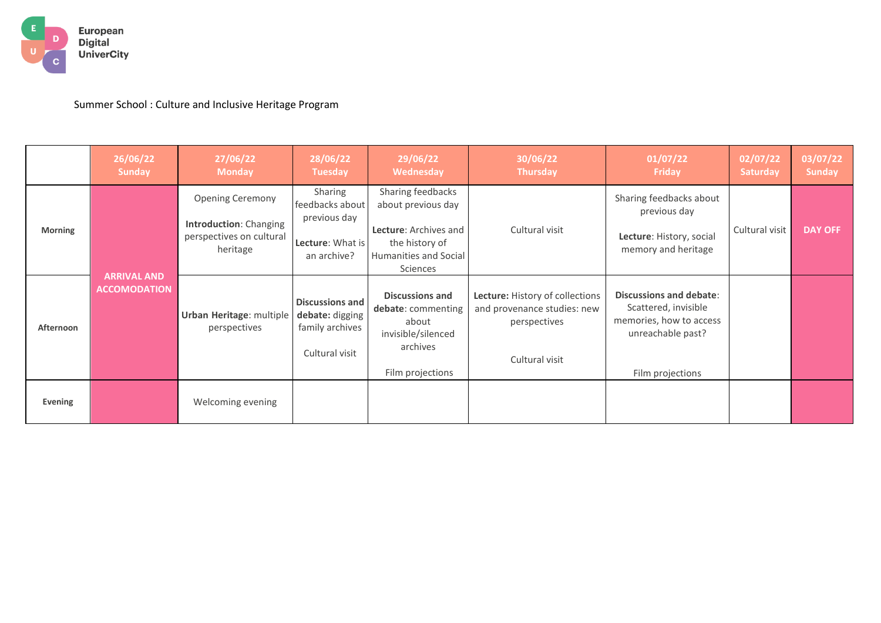European Digital UniverCity

Summer School : Culture and Inclusive Heritage Program

| | 26/06/22 Sunday | 27/06/22 Monday | 28/06/22 Tuesday | 29/06/22 Wednesday | 30/06/22 Thursday | 01/07/22 Friday | 02/07/22 Saturday | 03/07/22 Sunday |
|---|---|---|---|---|---|---|---|---|
| **Morning** | **ARRIVAL AND ACCOMODATION** | Opening Ceremony<br>**Introduction**: Changing perspectives on cultural heritage | Sharing feedbacks about previous day<br>**Lecture**: What is an archive? | Sharing feedbacks about previous day<br>**Lecture**: Archives and the history of Humanities and Social Sciences | Cultural visit | Sharing feedbacks about previous day<br>**Lecture**: History, social memory and heritage | Cultural visit | **DAY OFF** |
| **Afternoon** | | **Urban Heritage**: multiple perspectives | **Discussions and debate:** digging family archives<br>Cultural visit | **Discussions and debate**: commenting about invisible/silenced archives<br>Film projections | **Lecture:** History of collections and provenance studies: new perspectives<br>Cultural visit | **Discussions and debate**: Scattered, invisible memories, how to access unreachable past?<br>Film projections | | |
| **Evening** | | Welcoming evening | | | | | | |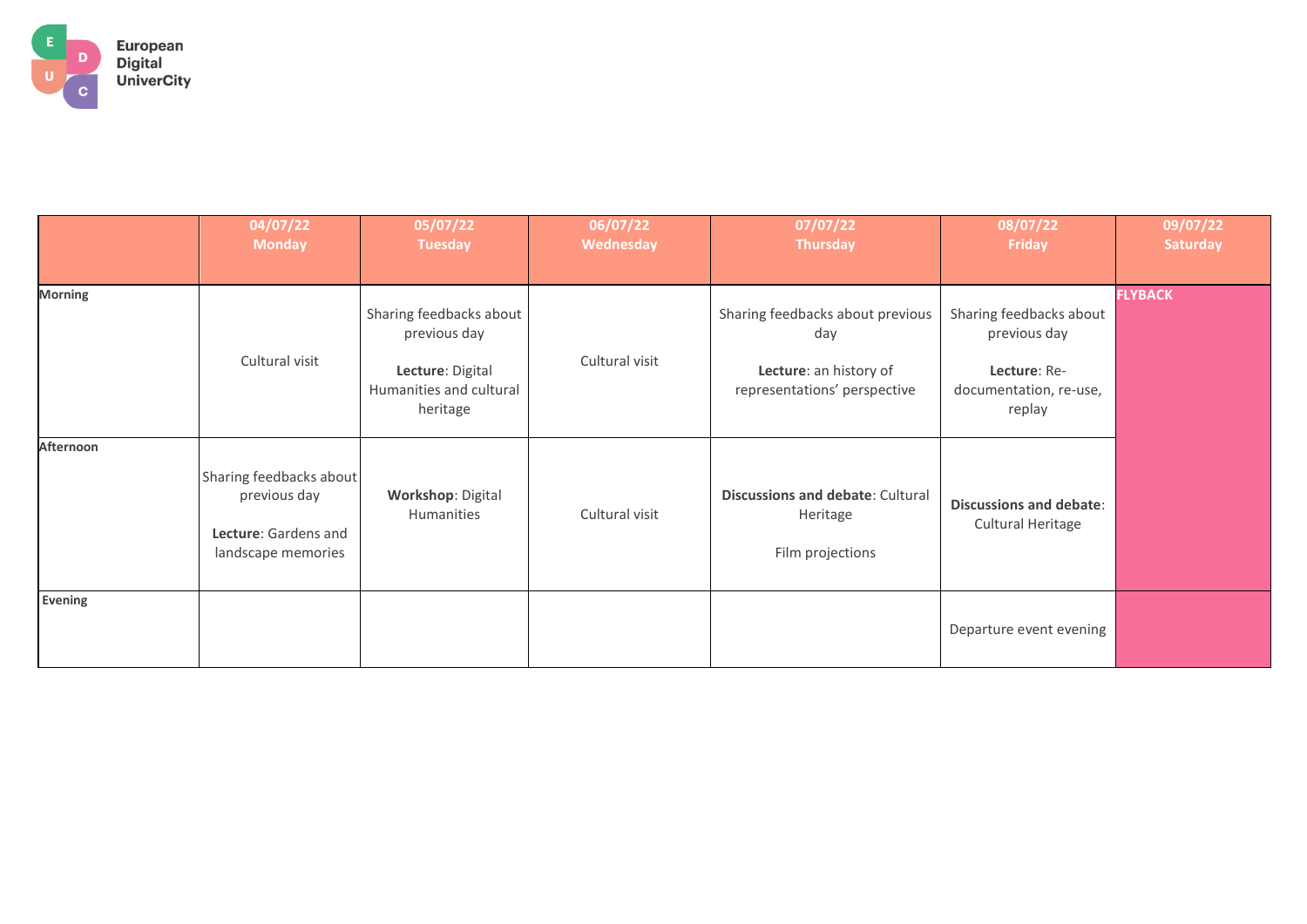European Digital UniverCity

| | 04/07/22 Monday | 05/07/22 Tuesday | 06/07/22 Wednesday | 07/07/22 Thursday | 08/07/22 Friday | 09/07/22 Saturday |
|---|---|---|---|---|---|---|
| **Morning** | Cultural visit | Sharing feedbacks about previous day<br><br>**Lecture**: Digital Humanities and cultural heritage | Cultural visit | Sharing feedbacks about previous day<br><br>**Lecture**: an history of representations' perspective | Sharing feedbacks about previous day<br><br>**Lecture**: Re-documentation, re-use, replay | **FLYBACK** |
| **Afternoon** | Sharing feedbacks about previous day<br><br>**Lecture**: Gardens and landscape memories | **Workshop**: Digital Humanities | Cultural visit | **Discussions and debate**: Cultural Heritage<br><br>Film projections | **Discussions and debate**: Cultural Heritage | |
| **Evening** | | | | | Departure event evening | |